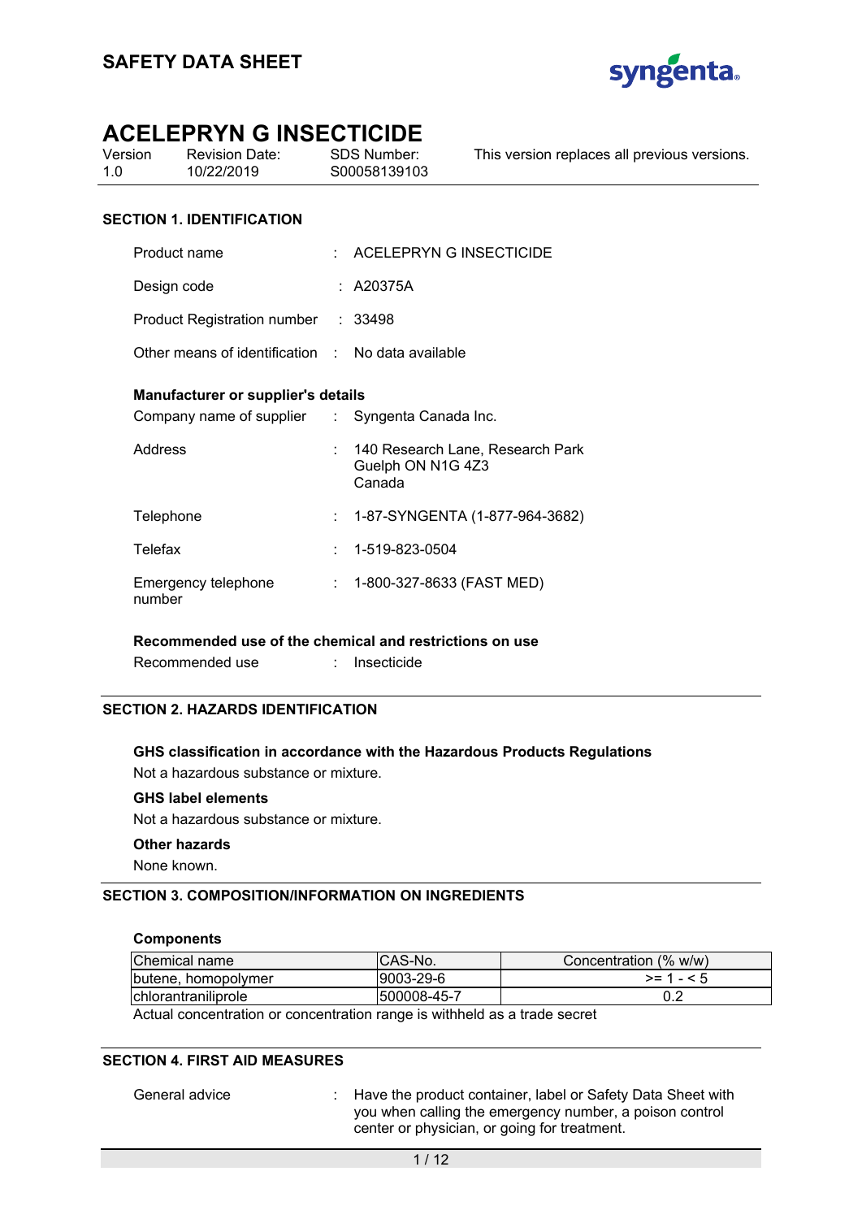# SAFETY DATA SHEET

## ACELEPRYN G INSECTICIDE

| Version | Revision Date: | SDS Number: | This version replaces all previous versions. |
|---|---|---|---|
| 1.0 | 10/22/2019 | S00058139103 | |

### SECTION 1. IDENTIFICATION

Product name : ACELEPRYN G INSECTICIDE

Design code : A20375A

Product Registration number : 33498

Other means of identification : No data available

**Manufacturer or supplier's details**

Company name of supplier : Syngenta Canada Inc.

Address : 140 Research Lane, Research Park
Guelph ON N1G 4Z3
Canada

Telephone : 1-87-SYNGENTA (1-877-964-3682)

Telefax : 1-519-823-0504

Emergency telephone number : 1-800-327-8633 (FAST MED)

**Recommended use of the chemical and restrictions on use**

Recommended use : Insecticide

### SECTION 2. HAZARDS IDENTIFICATION

**GHS classification in accordance with the Hazardous Products Regulations**

Not a hazardous substance or mixture.

**GHS label elements**

Not a hazardous substance or mixture.

**Other hazards**

None known.

### SECTION 3. COMPOSITION/INFORMATION ON INGREDIENTS

**Components**

| Chemical name | CAS-No. | Concentration (% w/w) |
|---|---|---|
| butene, homopolymer | 9003-29-6 | >= 1 - < 5 |
| chlorantraniliprole | 500008-45-7 | 0.2 |

Actual concentration or concentration range is withheld as a trade secret

### SECTION 4. FIRST AID MEASURES

General advice : Have the product container, label or Safety Data Sheet with you when calling the emergency number, a poison control center or physician, or going for treatment.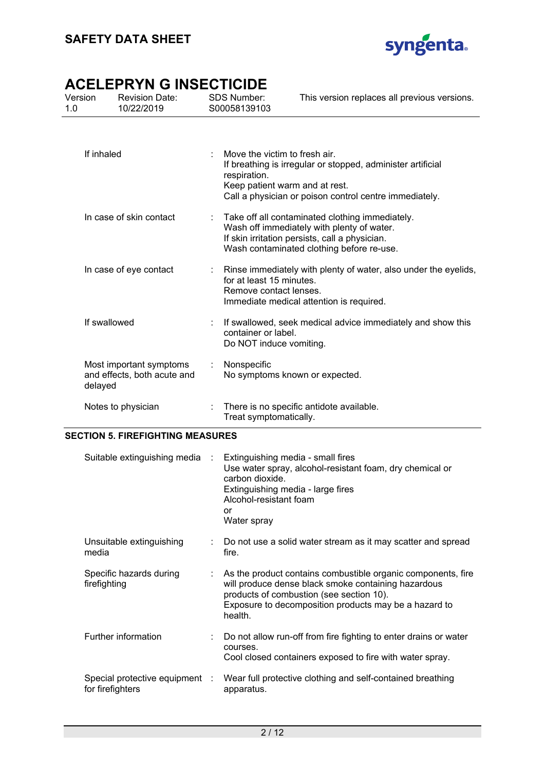| | |
|---|---|
| If inhaled | Move the victim to fresh air.<br>If breathing is irregular or stopped, administer artificial respiration.<br>Keep patient warm and at rest.<br>Call a physician or poison control centre immediately. |
| In case of skin contact | Take off all contaminated clothing immediately.<br>Wash off immediately with plenty of water.<br>If skin irritation persists, call a physician.<br>Wash contaminated clothing before re-use. |
| In case of eye contact | Rinse immediately with plenty of water, also under the eyelids, for at least 15 minutes.<br>Remove contact lenses.<br>Immediate medical attention is required. |
| If swallowed | If swallowed, seek medical advice immediately and show this container or label.<br>Do NOT induce vomiting. |
| Most important symptoms and effects, both acute and delayed | Nonspecific<br>No symptoms known or expected. |
| Notes to physician | There is no specific antidote available.<br>Treat symptomatically. |

## SECTION 5. FIREFIGHTING MEASURES

| | |
|---|---|
| Suitable extinguishing media | Extinguishing media - small fires<br>Use water spray, alcohol-resistant foam, dry chemical or carbon dioxide.<br>Extinguishing media - large fires<br>Alcohol-resistant foam<br>or<br>Water spray |
| Unsuitable extinguishing media | Do not use a solid water stream as it may scatter and spread fire. |
| Specific hazards during firefighting | As the product contains combustible organic components, fire will produce dense black smoke containing hazardous products of combustion (see section 10).<br>Exposure to decomposition products may be a hazard to health. |
| Further information | Do not allow run-off from fire fighting to enter drains or water courses.<br>Cool closed containers exposed to fire with water spray. |
| Special protective equipment for firefighters | Wear full protective clothing and self-contained breathing apparatus. |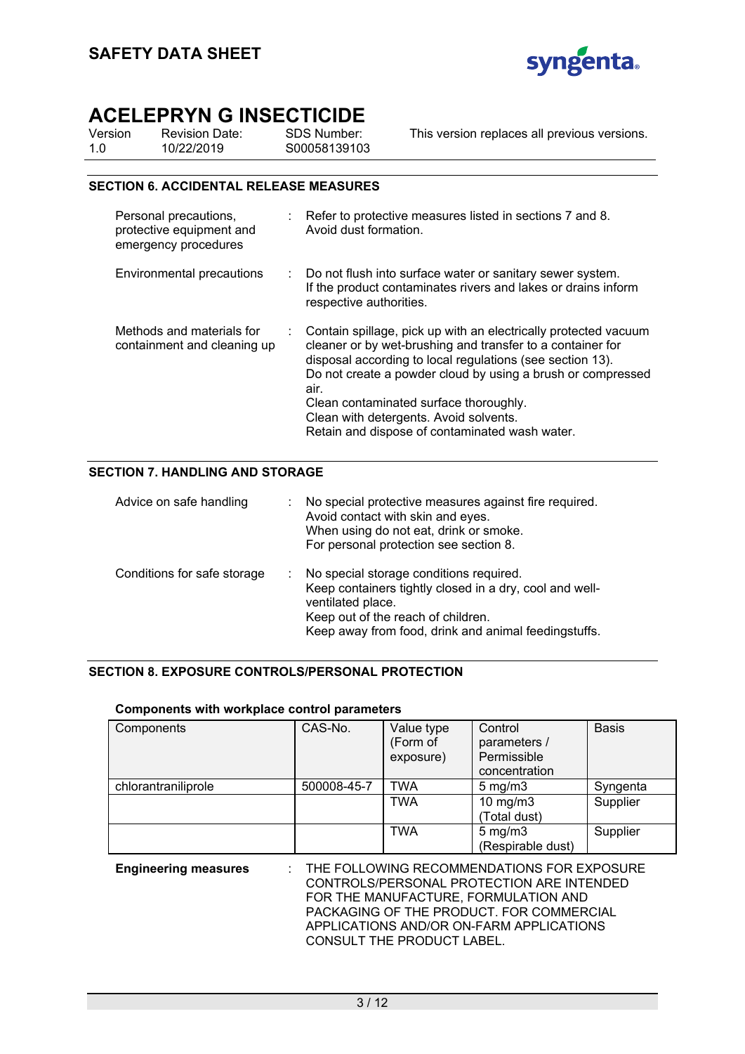## SECTION 6. ACCIDENTAL RELEASE MEASURES

| | | |
|---|---|---|
| Personal precautions, protective equipment and emergency procedures | : | Refer to protective measures listed in sections 7 and 8.<br>Avoid dust formation. |
| Environmental precautions | : | Do not flush into surface water or sanitary sewer system.<br>If the product contaminates rivers and lakes or drains inform respective authorities. |
| Methods and materials for containment and cleaning up | : | Contain spillage, pick up with an electrically protected vacuum cleaner or by wet-brushing and transfer to a container for disposal according to local regulations (see section 13).<br>Do not create a powder cloud by using a brush or compressed air.<br>Clean contaminated surface thoroughly.<br>Clean with detergents. Avoid solvents.<br>Retain and dispose of contaminated wash water. |

## SECTION 7. HANDLING AND STORAGE

| | | |
|---|---|---|
| Advice on safe handling | : | No special protective measures against fire required.<br>Avoid contact with skin and eyes.<br>When using do not eat, drink or smoke.<br>For personal protection see section 8. |
| Conditions for safe storage | : | No special storage conditions required.<br>Keep containers tightly closed in a dry, cool and well-ventilated place.<br>Keep out of the reach of children.<br>Keep away from food, drink and animal feedingstuffs. |

## SECTION 8. EXPOSURE CONTROLS/PERSONAL PROTECTION

**Components with workplace control parameters**

| Components | CAS-No. | Value type (Form of exposure) | Control parameters / Permissible concentration | Basis |
|---|---|---|---|---|
| chlorantraniliprole | 500008-45-7 | TWA | 5 mg/m3 | Syngenta |
| | | TWA | 10 mg/m3 (Total dust) | Supplier |
| | | TWA | 5 mg/m3 (Respirable dust) | Supplier |

**Engineering measures** : THE FOLLOWING RECOMMENDATIONS FOR EXPOSURE CONTROLS/PERSONAL PROTECTION ARE INTENDED FOR THE MANUFACTURE, FORMULATION AND PACKAGING OF THE PRODUCT. FOR COMMERCIAL APPLICATIONS AND/OR ON-FARM APPLICATIONS CONSULT THE PRODUCT LABEL.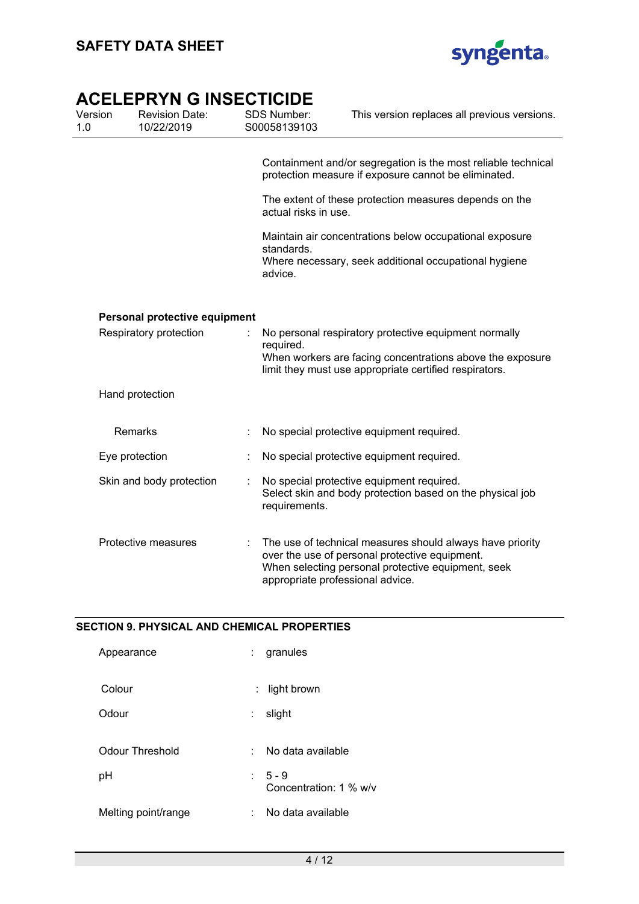Containment and/or segregation is the most reliable technical protection measure if exposure cannot be eliminated.

The extent of these protection measures depends on the actual risks in use.

Maintain air concentrations below occupational exposure standards.
Where necessary, seek additional occupational hygiene advice.

**Personal protective equipment**

| | | |
|---|---|---|
| Respiratory protection | : | No personal respiratory protective equipment normally required. When workers are facing concentrations above the exposure limit they must use appropriate certified respirators. |
| Hand protection | | |
| Remarks | : | No special protective equipment required. |
| Eye protection | : | No special protective equipment required. |
| Skin and body protection | : | No special protective equipment required. Select skin and body protection based on the physical job requirements. |
| Protective measures | : | The use of technical measures should always have priority over the use of personal protective equipment. When selecting personal protective equipment, seek appropriate professional advice. |

## SECTION 9. PHYSICAL AND CHEMICAL PROPERTIES

| | | |
|---|---|---|
| Appearance | : | granules |
| Colour | : | light brown |
| Odour | : | slight |
| Odour Threshold | : | No data available |
| pH | : | 5 - 9<br>Concentration: 1 % w/v |
| Melting point/range | : | No data available |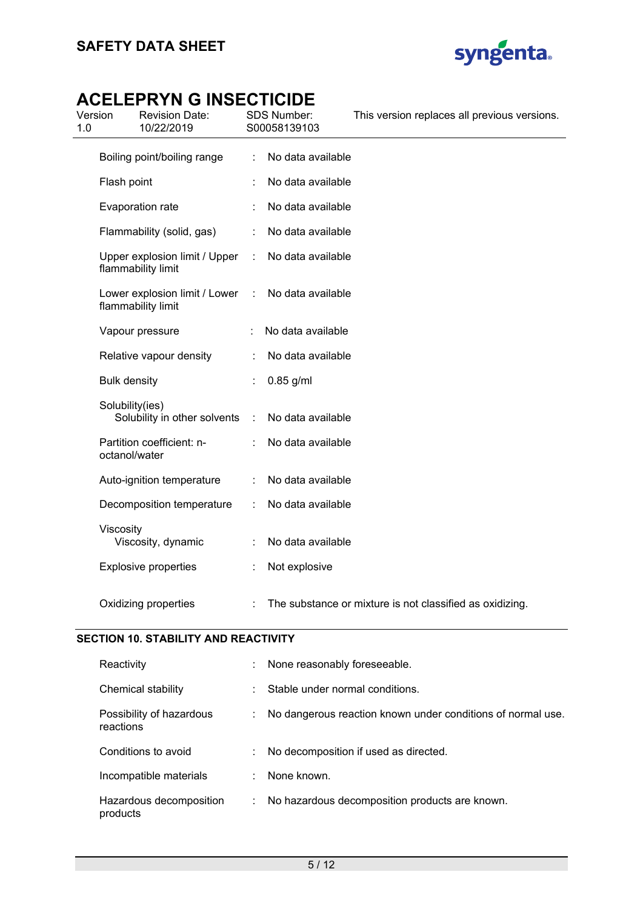| | | |
|---|---|---|
| Boiling point/boiling range | : | No data available |
| Flash point | : | No data available |
| Evaporation rate | : | No data available |
| Flammability (solid, gas) | : | No data available |
| Upper explosion limit / Upper flammability limit | : | No data available |
| Lower explosion limit / Lower flammability limit | : | No data available |
| Vapour pressure | : | No data available |
| Relative vapour density | : | No data available |
| Bulk density | : | 0.85 g/ml |
| Solubility(ies)<br>Solubility in other solvents | : | No data available |
| Partition coefficient: n-octanol/water | : | No data available |
| Auto-ignition temperature | : | No data available |
| Decomposition temperature | : | No data available |
| Viscosity<br>Viscosity, dynamic | : | No data available |
| Explosive properties | : | Not explosive |
| Oxidizing properties | : | The substance or mixture is not classified as oxidizing. |

## SECTION 10. STABILITY AND REACTIVITY

| | | |
|---|---|---|
| Reactivity | : | None reasonably foreseeable. |
| Chemical stability | : | Stable under normal conditions. |
| Possibility of hazardous reactions | : | No dangerous reaction known under conditions of normal use. |
| Conditions to avoid | : | No decomposition if used as directed. |
| Incompatible materials | : | None known. |
| Hazardous decomposition products | : | No hazardous decomposition products are known. |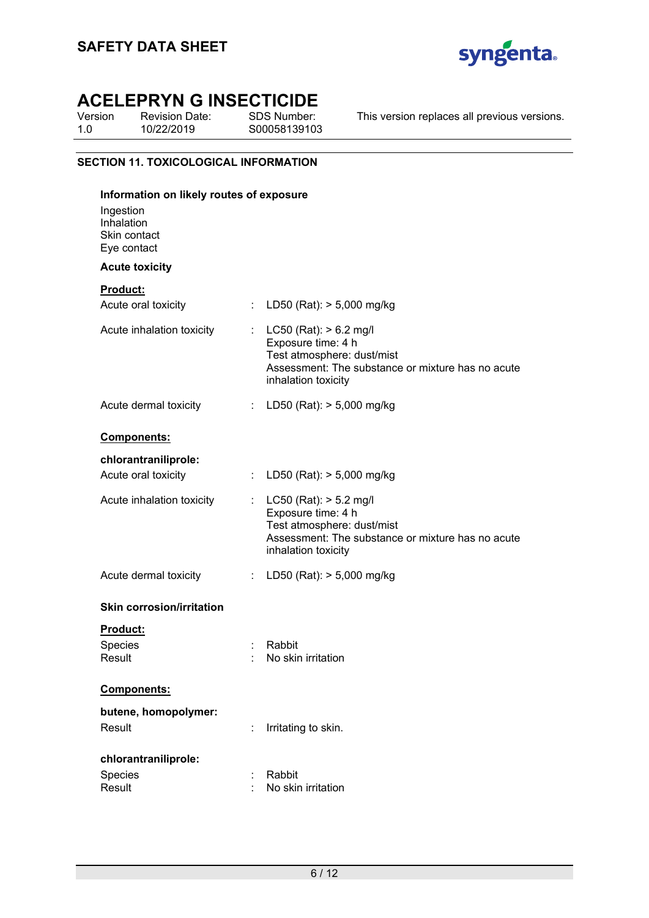## SECTION 11. TOXICOLOGICAL INFORMATION

**Information on likely routes of exposure**

Ingestion
Inhalation
Skin contact
Eye contact

**Acute toxicity**

**Product:**

Acute oral toxicity : LD50 (Rat): > 5,000 mg/kg

Acute inhalation toxicity : LC50 (Rat): > 6.2 mg/l
Exposure time: 4 h
Test atmosphere: dust/mist
Assessment: The substance or mixture has no acute inhalation toxicity

Acute dermal toxicity : LD50 (Rat): > 5,000 mg/kg

**Components:**

**chlorantraniliprole:**

Acute oral toxicity : LD50 (Rat): > 5,000 mg/kg

Acute inhalation toxicity : LC50 (Rat): > 5.2 mg/l
Exposure time: 4 h
Test atmosphere: dust/mist
Assessment: The substance or mixture has no acute inhalation toxicity

Acute dermal toxicity : LD50 (Rat): > 5,000 mg/kg

**Skin corrosion/irritation**

**Product:**

Species : Rabbit
Result : No skin irritation

**Components:**

**butene, homopolymer:**

Result : Irritating to skin.

**chlorantraniliprole:**

Species : Rabbit
Result : No skin irritation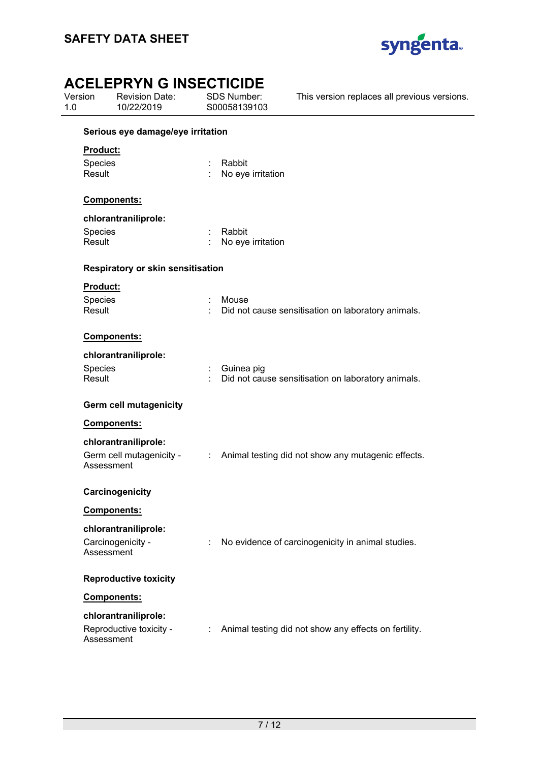**Serious eye damage/eye irritation**

**Product:**

Species : Rabbit
Result : No eye irritation

**Components:**

**chlorantraniliprole:**

Species : Rabbit
Result : No eye irritation

**Respiratory or skin sensitisation**

**Product:**

Species : Mouse
Result : Did not cause sensitisation on laboratory animals.

**Components:**

**chlorantraniliprole:**

Species : Guinea pig
Result : Did not cause sensitisation on laboratory animals.

**Germ cell mutagenicity**

**Components:**

**chlorantraniliprole:**

Germ cell mutagenicity - Assessment : Animal testing did not show any mutagenic effects.

**Carcinogenicity**

**Components:**

**chlorantraniliprole:**

Carcinogenicity - Assessment : No evidence of carcinogenicity in animal studies.

**Reproductive toxicity**

**Components:**

**chlorantraniliprole:**

Reproductive toxicity - Assessment : Animal testing did not show any effects on fertility.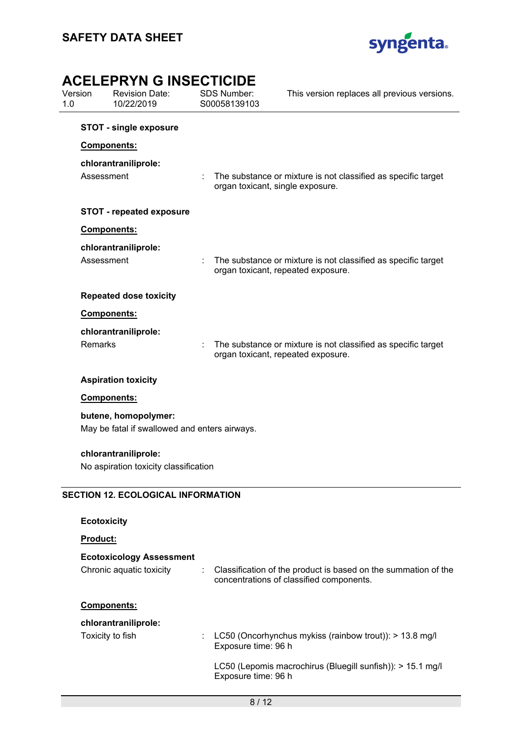**STOT - single exposure**

**Components:**

**chlorantraniliprole:**

Assessment : The substance or mixture is not classified as specific target organ toxicant, single exposure.

**STOT - repeated exposure**

**Components:**

**chlorantraniliprole:**

Assessment : The substance or mixture is not classified as specific target organ toxicant, repeated exposure.

**Repeated dose toxicity**

**Components:**

**chlorantraniliprole:**

Remarks : The substance or mixture is not classified as specific target organ toxicant, repeated exposure.

**Aspiration toxicity**

**Components:**

**butene, homopolymer:**

May be fatal if swallowed and enters airways.

**chlorantraniliprole:**

No aspiration toxicity classification

## SECTION 12. ECOLOGICAL INFORMATION

**Ecotoxicity**

**Product:**

**Ecotoxicology Assessment**

Chronic aquatic toxicity : Classification of the product is based on the summation of the concentrations of classified components.

**Components:**

**chlorantraniliprole:**

Toxicity to fish : LC50 (Oncorhynchus mykiss (rainbow trout)): > 13.8 mg/l
Exposure time: 96 h

LC50 (Lepomis macrochirus (Bluegill sunfish)): > 15.1 mg/l
Exposure time: 96 h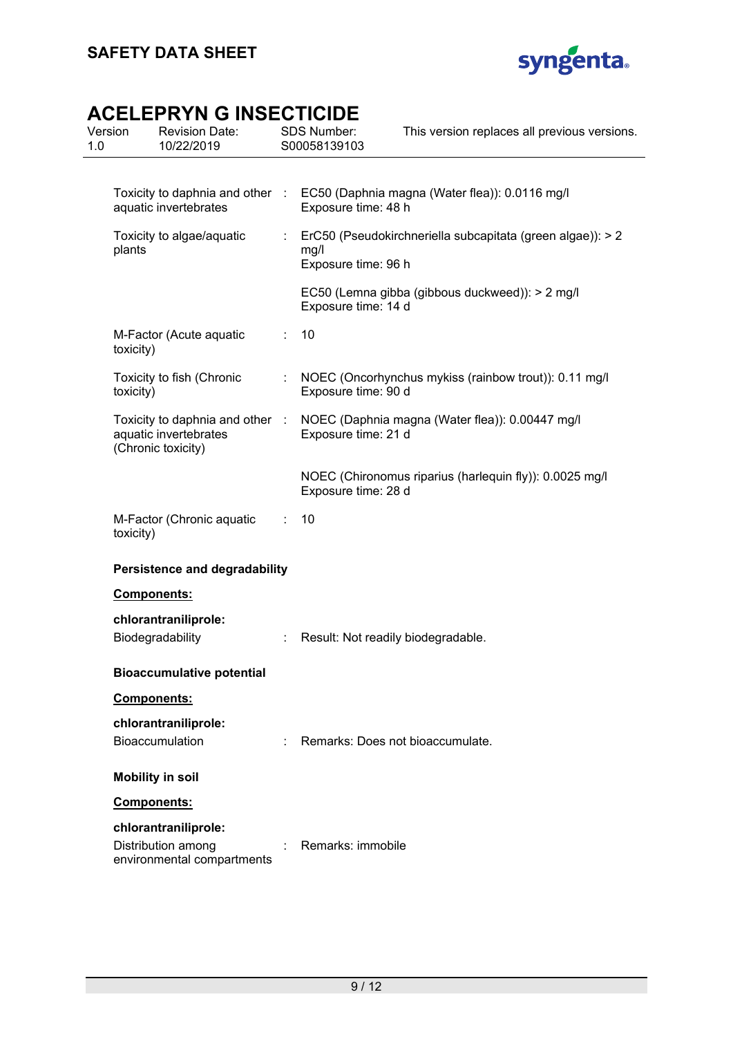| | | |
|---|---|---|
| Toxicity to daphnia and other aquatic invertebrates | : | EC50 (Daphnia magna (Water flea)): 0.0116 mg/l<br>Exposure time: 48 h |
| Toxicity to algae/aquatic plants | : | ErC50 (Pseudokirchneriella subcapitata (green algae)): > 2 mg/l<br>Exposure time: 96 h |
| | | EC50 (Lemna gibba (gibbous duckweed)): > 2 mg/l<br>Exposure time: 14 d |
| M-Factor (Acute aquatic toxicity) | : | 10 |
| Toxicity to fish (Chronic toxicity) | : | NOEC (Oncorhynchus mykiss (rainbow trout)): 0.11 mg/l<br>Exposure time: 90 d |
| Toxicity to daphnia and other aquatic invertebrates (Chronic toxicity) | : | NOEC (Daphnia magna (Water flea)): 0.00447 mg/l<br>Exposure time: 21 d |
| | | NOEC (Chironomus riparius (harlequin fly)): 0.0025 mg/l<br>Exposure time: 28 d |
| M-Factor (Chronic aquatic toxicity) | : | 10 |

**Persistence and degradability**

**Components:**

**chlorantraniliprole:**

Biodegradability : Result: Not readily biodegradable.

**Bioaccumulative potential**

**Components:**

**chlorantraniliprole:**

Bioaccumulation : Remarks: Does not bioaccumulate.

**Mobility in soil**

**Components:**

**chlorantraniliprole:**

Distribution among environmental compartments : Remarks: immobile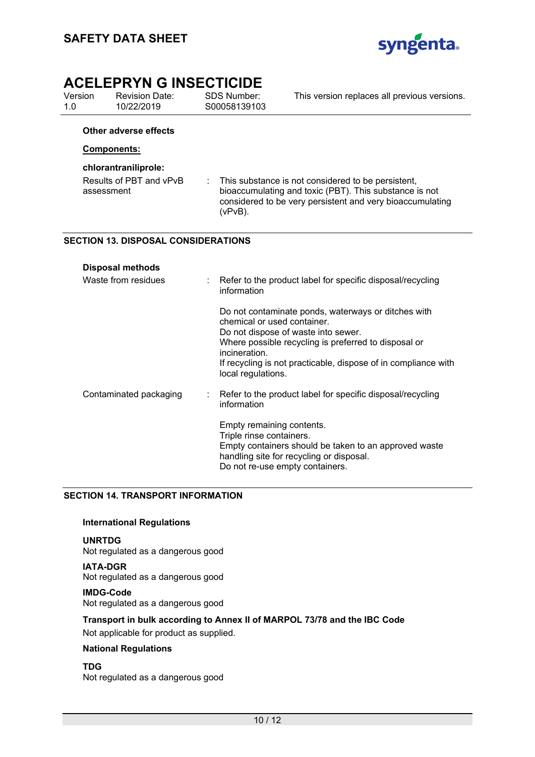**Other adverse effects**

**Components:**

**chlorantraniliprole:**

| | | |
|---|---|---|
| Results of PBT and vPvB assessment | : | This substance is not considered to be persistent, bioaccumulating and toxic (PBT). This substance is not considered to be very persistent and very bioaccumulating (vPvB). |

## SECTION 13. DISPOSAL CONSIDERATIONS

**Disposal methods**

| | | |
|---|---|---|
| Waste from residues | : | Refer to the product label for specific disposal/recycling information<br><br>Do not contaminate ponds, waterways or ditches with chemical or used container.<br>Do not dispose of waste into sewer.<br>Where possible recycling is preferred to disposal or incineration.<br>If recycling is not practicable, dispose of in compliance with local regulations. |
| Contaminated packaging | : | Refer to the product label for specific disposal/recycling information<br><br>Empty remaining contents.<br>Triple rinse containers.<br>Empty containers should be taken to an approved waste handling site for recycling or disposal.<br>Do not re-use empty containers. |

## SECTION 14. TRANSPORT INFORMATION

**International Regulations**

**UNRTDG**
Not regulated as a dangerous good

**IATA-DGR**
Not regulated as a dangerous good

**IMDG-Code**
Not regulated as a dangerous good

**Transport in bulk according to Annex II of MARPOL 73/78 and the IBC Code**
Not applicable for product as supplied.

**National Regulations**

**TDG**
Not regulated as a dangerous good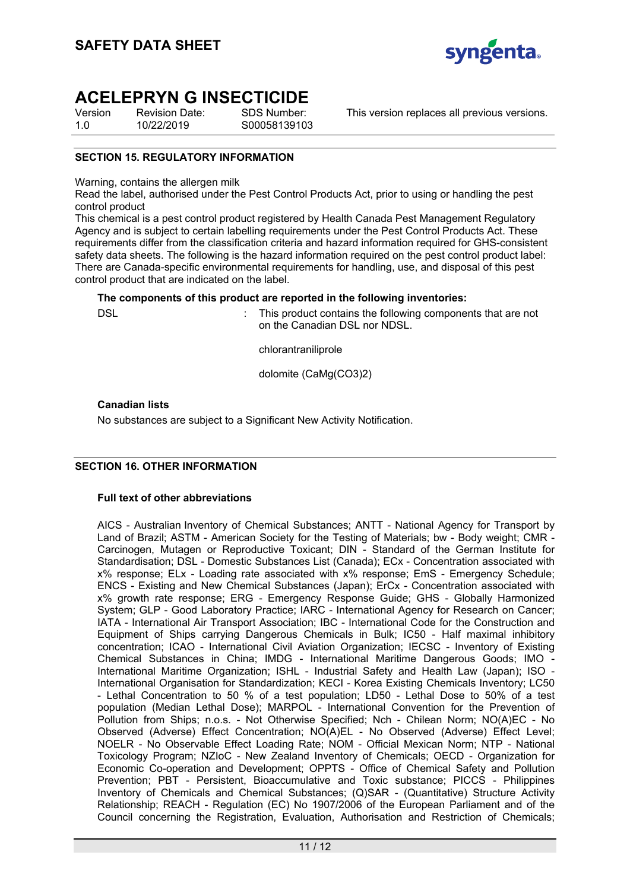## SECTION 15. REGULATORY INFORMATION

Warning, contains the allergen milk

Read the label, authorised under the Pest Control Products Act, prior to using or handling the pest control product

This chemical is a pest control product registered by Health Canada Pest Management Regulatory Agency and is subject to certain labelling requirements under the Pest Control Products Act. These requirements differ from the classification criteria and hazard information required for GHS-consistent safety data sheets. The following is the hazard information required on the pest control product label: There are Canada-specific environmental requirements for handling, use, and disposal of this pest control product that are indicated on the label.

**The components of this product are reported in the following inventories:**

DSL : This product contains the following components that are not on the Canadian DSL nor NDSL.

chlorantraniliprole

dolomite ($CaMg(CO_3)_2$)

**Canadian lists**

No substances are subject to a Significant New Activity Notification.

## SECTION 16. OTHER INFORMATION

**Full text of other abbreviations**

AICS - Australian Inventory of Chemical Substances; ANTT - National Agency for Transport by Land of Brazil; ASTM - American Society for the Testing of Materials; bw - Body weight; CMR - Carcinogen, Mutagen or Reproductive Toxicant; DIN - Standard of the German Institute for Standardisation; DSL - Domestic Substances List (Canada); ECx - Concentration associated with x% response; ELx - Loading rate associated with x% response; EmS - Emergency Schedule; ENCS - Existing and New Chemical Substances (Japan); ErCx - Concentration associated with x% growth rate response; ERG - Emergency Response Guide; GHS - Globally Harmonized System; GLP - Good Laboratory Practice; IARC - International Agency for Research on Cancer; IATA - International Air Transport Association; IBC - International Code for the Construction and Equipment of Ships carrying Dangerous Chemicals in Bulk; IC50 - Half maximal inhibitory concentration; ICAO - International Civil Aviation Organization; IECSC - Inventory of Existing Chemical Substances in China; IMDG - International Maritime Dangerous Goods; IMO - International Maritime Organization; ISHL - Industrial Safety and Health Law (Japan); ISO - International Organisation for Standardization; KECI - Korea Existing Chemicals Inventory; LC50 - Lethal Concentration to 50 % of a test population; LD50 - Lethal Dose to 50% of a test population (Median Lethal Dose); MARPOL - International Convention for the Prevention of Pollution from Ships; n.o.s. - Not Otherwise Specified; Nch - Chilean Norm; NO(A)EC - No Observed (Adverse) Effect Concentration; NO(A)EL - No Observed (Adverse) Effect Level; NOELR - No Observable Effect Loading Rate; NOM - Official Mexican Norm; NTP - National Toxicology Program; NZIoC - New Zealand Inventory of Chemicals; OECD - Organization for Economic Co-operation and Development; OPPTS - Office of Chemical Safety and Pollution Prevention; PBT - Persistent, Bioaccumulative and Toxic substance; PICCS - Philippines Inventory of Chemicals and Chemical Substances; (Q)SAR - (Quantitative) Structure Activity Relationship; REACH - Regulation (EC) No 1907/2006 of the European Parliament and of the Council concerning the Registration, Evaluation, Authorisation and Restriction of Chemicals;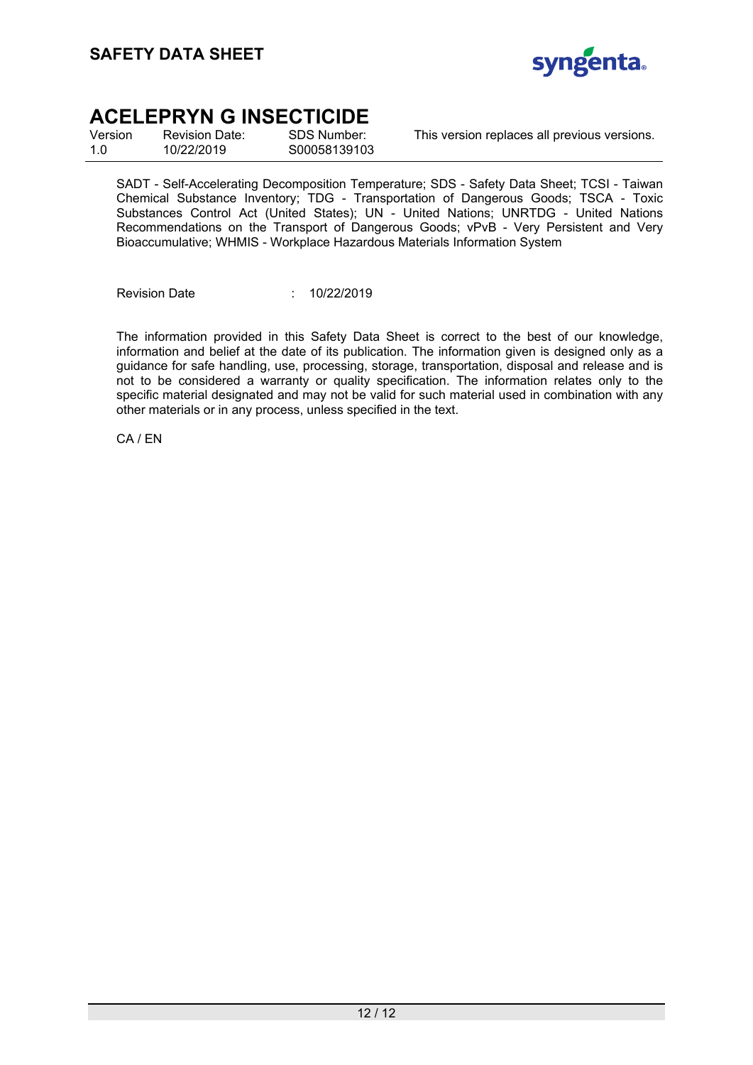SADT - Self-Accelerating Decomposition Temperature; SDS - Safety Data Sheet; TCSI - Taiwan Chemical Substance Inventory; TDG - Transportation of Dangerous Goods; TSCA - Toxic Substances Control Act (United States); UN - United Nations; UNRTDG - United Nations Recommendations on the Transport of Dangerous Goods; vPvB - Very Persistent and Very Bioaccumulative; WHMIS - Workplace Hazardous Materials Information System

Revision Date : 10/22/2019

The information provided in this Safety Data Sheet is correct to the best of our knowledge, information and belief at the date of its publication. The information given is designed only as a guidance for safe handling, use, processing, storage, transportation, disposal and release and is not to be considered a warranty or quality specification. The information relates only to the specific material designated and may not be valid for such material used in combination with any other materials or in any process, unless specified in the text.

CA / EN